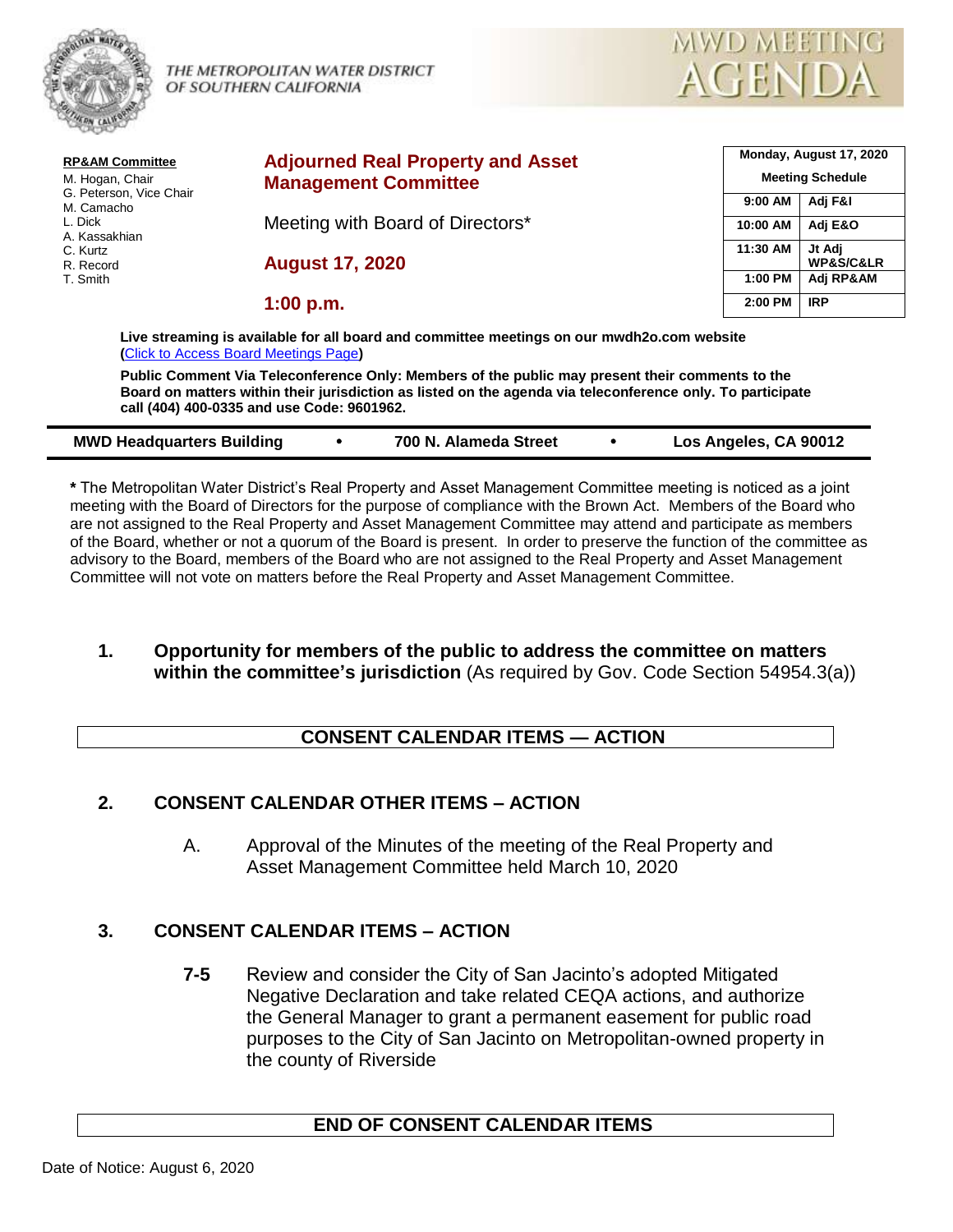THE METROPOLITAN WATER DISTRICT OF SOUTHERN CALIFORNIA

# MWD MEETING AGENDA

**RP&AM Committee**

M. Hogan, Chair
G. Peterson, Vice Chair
M. Camacho
L. Dick
A. Kassakhian
C. Kurtz
R. Record
T. Smith

## Adjourned Real Property and Asset Management Committee

Meeting with Board of Directors*

**August 17, 2020**

**1:00 p.m.**

| Monday, August 17, 2020 Meeting Schedule | |
|---|---|
| 9:00 AM | Adj F&I |
| 10:00 AM | Adj E&O |
| 11:30 AM | Jt Adj WP&S/C&LR |
| 1:00 PM | Adj RP&AM |
| 2:00 PM | IRP |

**Live streaming is available for all board and committee meetings on our mwdh2o.com website (Click to Access Board Meetings Page)**

**Public Comment Via Teleconference Only: Members of the public may present their comments to the Board on matters within their jurisdiction as listed on the agenda via teleconference only. To participate call (404) 400-0335 and use Code: 9601962.**

**MWD Headquarters Building • 700 N. Alameda Street • Los Angeles, CA 90012**

**\*** The Metropolitan Water District's Real Property and Asset Management Committee meeting is noticed as a joint meeting with the Board of Directors for the purpose of compliance with the Brown Act. Members of the Board who are not assigned to the Real Property and Asset Management Committee may attend and participate as members of the Board, whether or not a quorum of the Board is present. In order to preserve the function of the committee as advisory to the Board, members of the Board who are not assigned to the Real Property and Asset Management Committee will not vote on matters before the Real Property and Asset Management Committee.

**1. Opportunity for members of the public to address the committee on matters within the committee's jurisdiction** (As required by Gov. Code Section 54954.3(a))

### CONSENT CALENDAR ITEMS — ACTION

**2. CONSENT CALENDAR OTHER ITEMS – ACTION**

A. Approval of the Minutes of the meeting of the Real Property and Asset Management Committee held March 10, 2020

**3. CONSENT CALENDAR ITEMS – ACTION**

**7-5** Review and consider the City of San Jacinto's adopted Mitigated Negative Declaration and take related CEQA actions, and authorize the General Manager to grant a permanent easement for public road purposes to the City of San Jacinto on Metropolitan-owned property in the county of Riverside

### END OF CONSENT CALENDAR ITEMS

Date of Notice: August 6, 2020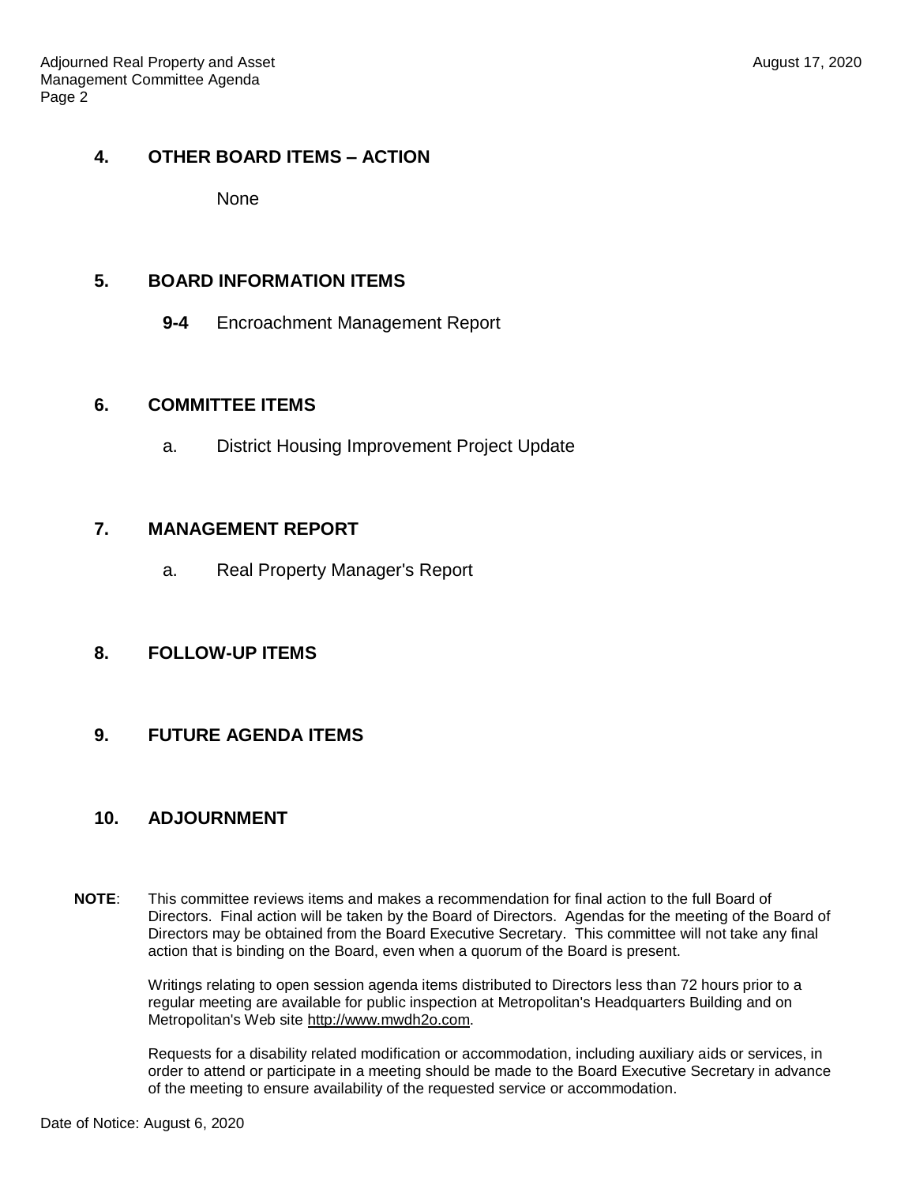## 4. OTHER BOARD ITEMS – ACTION

None

## 5. BOARD INFORMATION ITEMS

**9-4** Encroachment Management Report

## 6. COMMITTEE ITEMS

a. District Housing Improvement Project Update

## 7. MANAGEMENT REPORT

a. Real Property Manager's Report

## 8. FOLLOW-UP ITEMS

## 9. FUTURE AGENDA ITEMS

## 10. ADJOURNMENT

**NOTE**: This committee reviews items and makes a recommendation for final action to the full Board of Directors. Final action will be taken by the Board of Directors. Agendas for the meeting of the Board of Directors may be obtained from the Board Executive Secretary. This committee will not take any final action that is binding on the Board, even when a quorum of the Board is present.

Writings relating to open session agenda items distributed to Directors less than 72 hours prior to a regular meeting are available for public inspection at Metropolitan's Headquarters Building and on Metropolitan's Web site http://www.mwdh2o.com.

Requests for a disability related modification or accommodation, including auxiliary aids or services, in order to attend or participate in a meeting should be made to the Board Executive Secretary in advance of the meeting to ensure availability of the requested service or accommodation.

Date of Notice: August 6, 2020